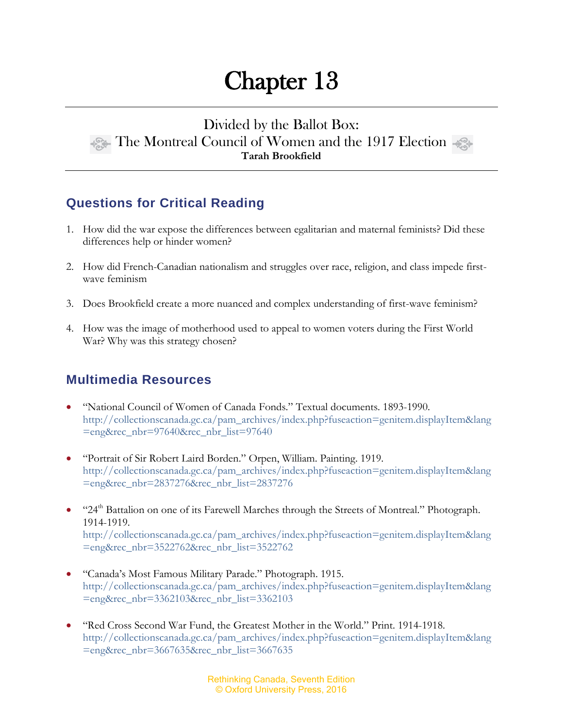# Chapter 13

## Divided by the Ballot Box: The Montreal Council of Women and the 1917 Election

**Tarah Brookfield**

## Questions for Critical Reading

1. How did the war expose the differences between egalitarian and maternal feminists? Did these differences help or hinder women?

2. How did French-Canadian nationalism and struggles over race, religion, and class impede first-wave feminism

3. Does Brookfield create a more nuanced and complex understanding of first-wave feminism?

4. How was the image of motherhood used to appeal to women voters during the First World War? Why was this strategy chosen?

## Multimedia Resources

- "National Council of Women of Canada Fonds." Textual documents. 1893-1990. http://collectionscanada.gc.ca/pam_archives/index.php?fuseaction=genitem.displayItem&lang=eng&rec_nbr=97640&rec_nbr_list=97640

- "Portrait of Sir Robert Laird Borden." Orpen, William. Painting. 1919. http://collectionscanada.gc.ca/pam_archives/index.php?fuseaction=genitem.displayItem&lang=eng&rec_nbr=2837276&rec_nbr_list=2837276

- "24th Battalion on one of its Farewell Marches through the Streets of Montreal." Photograph. 1914-1919. http://collectionscanada.gc.ca/pam_archives/index.php?fuseaction=genitem.displayItem&lang=eng&rec_nbr=3522762&rec_nbr_list=3522762

- "Canada's Most Famous Military Parade." Photograph. 1915. http://collectionscanada.gc.ca/pam_archives/index.php?fuseaction=genitem.displayItem&lang=eng&rec_nbr=3362103&rec_nbr_list=3362103

- "Red Cross Second War Fund, the Greatest Mother in the World." Print. 1914-1918. http://collectionscanada.gc.ca/pam_archives/index.php?fuseaction=genitem.displayItem&lang=eng&rec_nbr=3667635&rec_nbr_list=3667635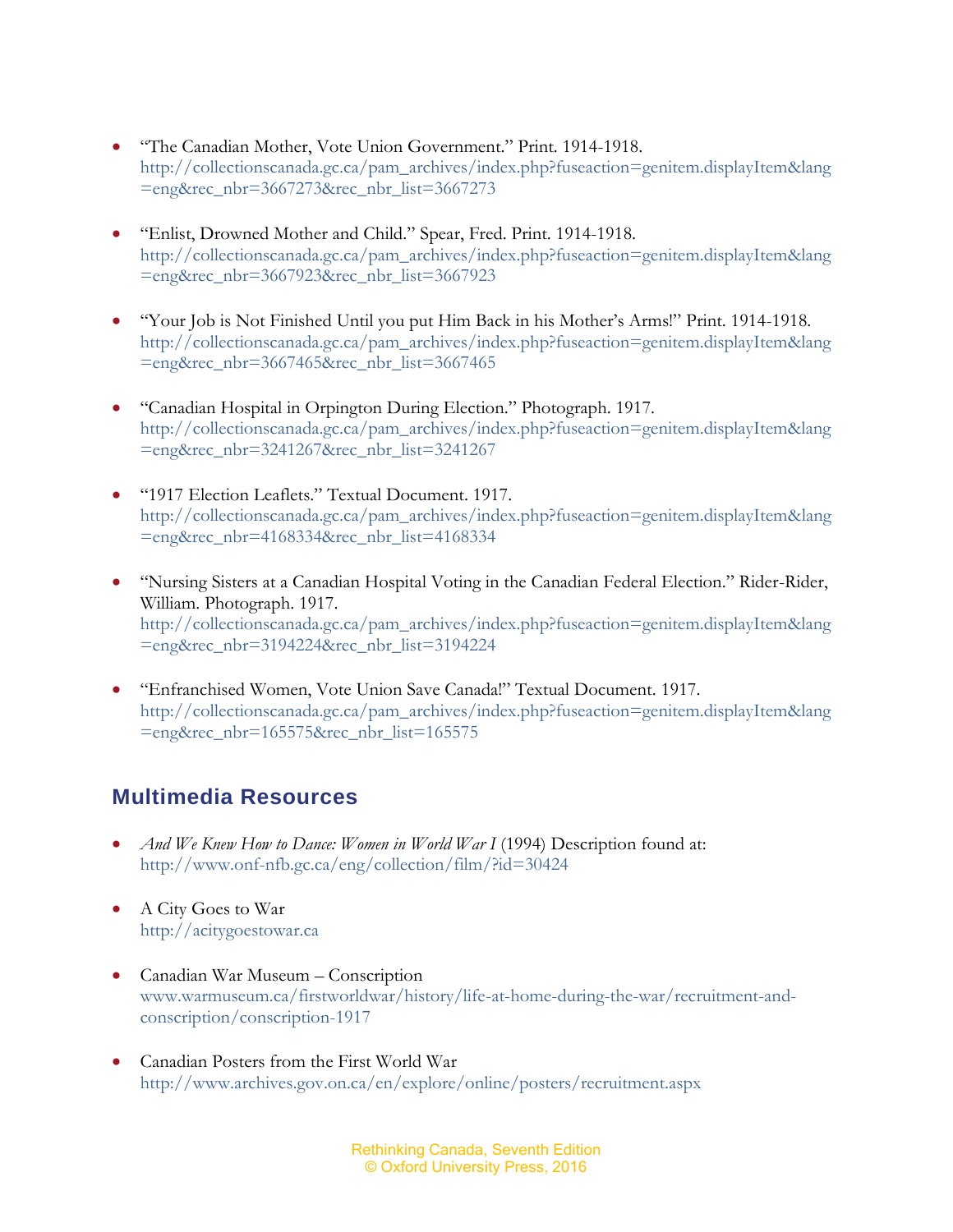- "The Canadian Mother, Vote Union Government." Print. 1914-1918. http://collectionscanada.gc.ca/pam_archives/index.php?fuseaction=genitem.displayItem&lang=eng&rec_nbr=3667273&rec_nbr_list=3667273

- "Enlist, Drowned Mother and Child." Spear, Fred. Print. 1914-1918. http://collectionscanada.gc.ca/pam_archives/index.php?fuseaction=genitem.displayItem&lang=eng&rec_nbr=3667923&rec_nbr_list=3667923

- "Your Job is Not Finished Until you put Him Back in his Mother's Arms!" Print. 1914-1918. http://collectionscanada.gc.ca/pam_archives/index.php?fuseaction=genitem.displayItem&lang=eng&rec_nbr=3667465&rec_nbr_list=3667465

- "Canadian Hospital in Orpington During Election." Photograph. 1917. http://collectionscanada.gc.ca/pam_archives/index.php?fuseaction=genitem.displayItem&lang=eng&rec_nbr=3241267&rec_nbr_list=3241267

- "1917 Election Leaflets." Textual Document. 1917. http://collectionscanada.gc.ca/pam_archives/index.php?fuseaction=genitem.displayItem&lang=eng&rec_nbr=4168334&rec_nbr_list=4168334

- "Nursing Sisters at a Canadian Hospital Voting in the Canadian Federal Election." Rider-Rider, William. Photograph. 1917. http://collectionscanada.gc.ca/pam_archives/index.php?fuseaction=genitem.displayItem&lang=eng&rec_nbr=3194224&rec_nbr_list=3194224

- "Enfranchised Women, Vote Union Save Canada!" Textual Document. 1917. http://collectionscanada.gc.ca/pam_archives/index.php?fuseaction=genitem.displayItem&lang=eng&rec_nbr=165575&rec_nbr_list=165575

## Multimedia Resources

- *And We Knew How to Dance: Women in World War I* (1994) Description found at: http://www.onf-nfb.gc.ca/eng/collection/film/?id=30424

- A City Goes to War
  http://acitygoestowar.ca

- Canadian War Museum – Conscription
  www.warmuseum.ca/firstworldwar/history/life-at-home-during-the-war/recruitment-and-conscription/conscription-1917

- Canadian Posters from the First World War
  http://www.archives.gov.on.ca/en/explore/online/posters/recruitment.aspx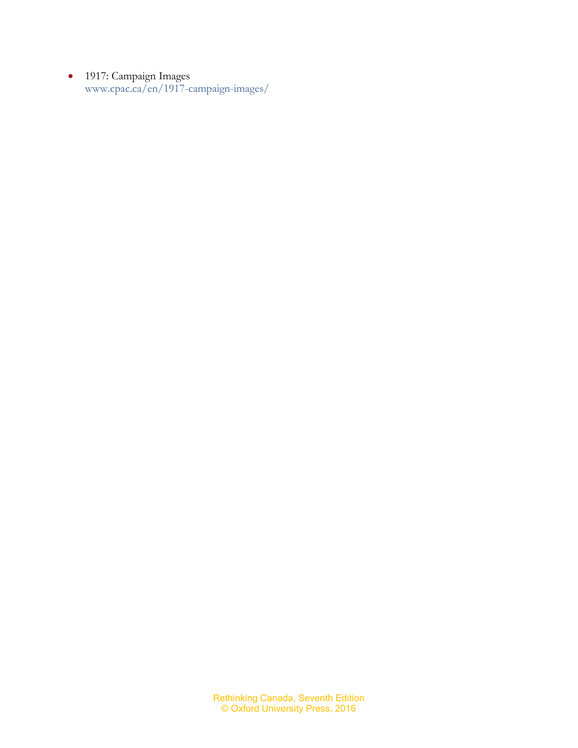- 1917: Campaign Images
  www.cpac.ca/en/1917-campaign-images/